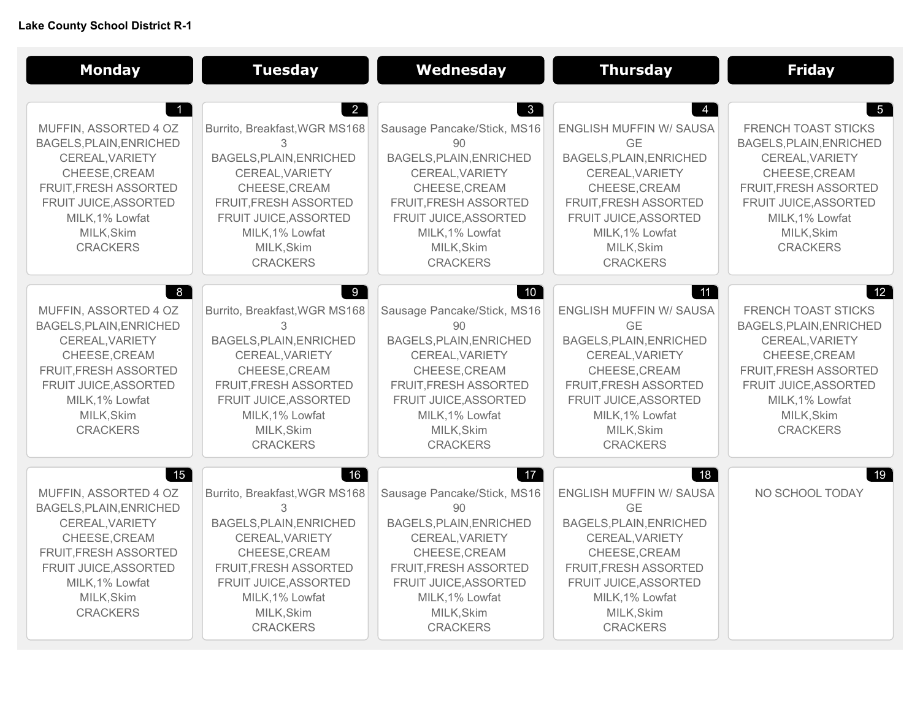**Lake County School District R-1**

| Monday | Tuesday | Wednesday | Thursday | Friday |
|---|---|---|---|---|
| **1**<br>MUFFIN, ASSORTED 4 OZ<br>BAGELS,PLAIN,ENRICHED<br>CEREAL,VARIETY<br>CHEESE,CREAM<br>FRUIT,FRESH ASSORTED<br>FRUIT JUICE,ASSORTED<br>MILK,1% Lowfat<br>MILK,Skim<br>CRACKERS | **2**<br>Burrito, Breakfast,WGR MS1683<br>BAGELS,PLAIN,ENRICHED<br>CEREAL,VARIETY<br>CHEESE,CREAM<br>FRUIT,FRESH ASSORTED<br>FRUIT JUICE,ASSORTED<br>MILK,1% Lowfat<br>MILK,Skim<br>CRACKERS | **3**<br>Sausage Pancake/Stick, MS1690<br>BAGELS,PLAIN,ENRICHED<br>CEREAL,VARIETY<br>CHEESE,CREAM<br>FRUIT,FRESH ASSORTED<br>FRUIT JUICE,ASSORTED<br>MILK,1% Lowfat<br>MILK,Skim<br>CRACKERS | **4**<br>ENGLISH MUFFIN W/ SAUSAGE<br>BAGELS,PLAIN,ENRICHED<br>CEREAL,VARIETY<br>CHEESE,CREAM<br>FRUIT,FRESH ASSORTED<br>FRUIT JUICE,ASSORTED<br>MILK,1% Lowfat<br>MILK,Skim<br>CRACKERS | **5**<br>FRENCH TOAST STICKS<br>BAGELS,PLAIN,ENRICHED<br>CEREAL,VARIETY<br>CHEESE,CREAM<br>FRUIT,FRESH ASSORTED<br>FRUIT JUICE,ASSORTED<br>MILK,1% Lowfat<br>MILK,Skim<br>CRACKERS |
| **8**<br>MUFFIN, ASSORTED 4 OZ<br>BAGELS,PLAIN,ENRICHED<br>CEREAL,VARIETY<br>CHEESE,CREAM<br>FRUIT,FRESH ASSORTED<br>FRUIT JUICE,ASSORTED<br>MILK,1% Lowfat<br>MILK,Skim<br>CRACKERS | **9**<br>Burrito, Breakfast,WGR MS1683<br>BAGELS,PLAIN,ENRICHED<br>CEREAL,VARIETY<br>CHEESE,CREAM<br>FRUIT,FRESH ASSORTED<br>FRUIT JUICE,ASSORTED<br>MILK,1% Lowfat<br>MILK,Skim<br>CRACKERS | **10**<br>Sausage Pancake/Stick, MS1690<br>BAGELS,PLAIN,ENRICHED<br>CEREAL,VARIETY<br>CHEESE,CREAM<br>FRUIT,FRESH ASSORTED<br>FRUIT JUICE,ASSORTED<br>MILK,1% Lowfat<br>MILK,Skim<br>CRACKERS | **11**<br>ENGLISH MUFFIN W/ SAUSAGE<br>BAGELS,PLAIN,ENRICHED<br>CEREAL,VARIETY<br>CHEESE,CREAM<br>FRUIT,FRESH ASSORTED<br>FRUIT JUICE,ASSORTED<br>MILK,1% Lowfat<br>MILK,Skim<br>CRACKERS | **12**<br>FRENCH TOAST STICKS<br>BAGELS,PLAIN,ENRICHED<br>CEREAL,VARIETY<br>CHEESE,CREAM<br>FRUIT,FRESH ASSORTED<br>FRUIT JUICE,ASSORTED<br>MILK,1% Lowfat<br>MILK,Skim<br>CRACKERS |
| **15**<br>MUFFIN, ASSORTED 4 OZ<br>BAGELS,PLAIN,ENRICHED<br>CEREAL,VARIETY<br>CHEESE,CREAM<br>FRUIT,FRESH ASSORTED<br>FRUIT JUICE,ASSORTED<br>MILK,1% Lowfat<br>MILK,Skim<br>CRACKERS | **16**<br>Burrito, Breakfast,WGR MS1683<br>BAGELS,PLAIN,ENRICHED<br>CEREAL,VARIETY<br>CHEESE,CREAM<br>FRUIT,FRESH ASSORTED<br>FRUIT JUICE,ASSORTED<br>MILK,1% Lowfat<br>MILK,Skim<br>CRACKERS | **17**<br>Sausage Pancake/Stick, MS1690<br>BAGELS,PLAIN,ENRICHED<br>CEREAL,VARIETY<br>CHEESE,CREAM<br>FRUIT,FRESH ASSORTED<br>FRUIT JUICE,ASSORTED<br>MILK,1% Lowfat<br>MILK,Skim<br>CRACKERS | **18**<br>ENGLISH MUFFIN W/ SAUSAGE<br>BAGELS,PLAIN,ENRICHED<br>CEREAL,VARIETY<br>CHEESE,CREAM<br>FRUIT,FRESH ASSORTED<br>FRUIT JUICE,ASSORTED<br>MILK,1% Lowfat<br>MILK,Skim<br>CRACKERS | **19**<br>NO SCHOOL TODAY |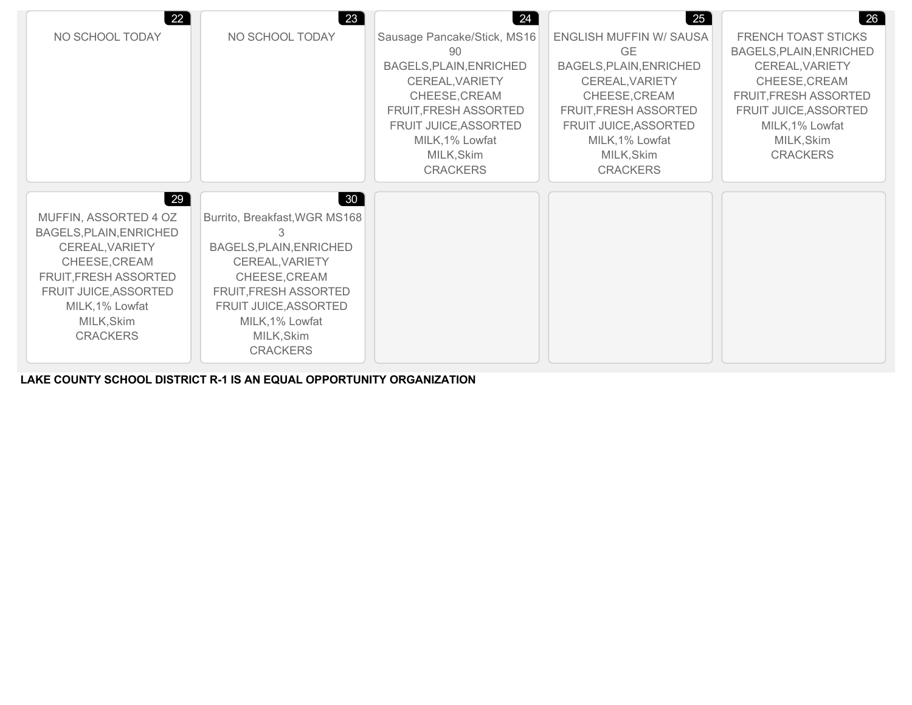| | | | | |
|---|---|---|---|---|
| 22<br>NO SCHOOL TODAY | 23<br>NO SCHOOL TODAY | 24<br>Sausage Pancake/Stick, MS1690<br>BAGELS,PLAIN,ENRICHED<br>CEREAL,VARIETY<br>CHEESE,CREAM<br>FRUIT,FRESH ASSORTED<br>FRUIT JUICE,ASSORTED<br>MILK,1% Lowfat<br>MILK,Skim<br>CRACKERS | 25<br>ENGLISH MUFFIN W/ SAUSAGE<br>BAGELS,PLAIN,ENRICHED<br>CEREAL,VARIETY<br>CHEESE,CREAM<br>FRUIT,FRESH ASSORTED<br>FRUIT JUICE,ASSORTED<br>MILK,1% Lowfat<br>MILK,Skim<br>CRACKERS | 26<br>FRENCH TOAST STICKS<br>BAGELS,PLAIN,ENRICHED<br>CEREAL,VARIETY<br>CHEESE,CREAM<br>FRUIT,FRESH ASSORTED<br>FRUIT JUICE,ASSORTED<br>MILK,1% Lowfat<br>MILK,Skim<br>CRACKERS |
| 29<br>MUFFIN, ASSORTED 4 OZ<br>BAGELS,PLAIN,ENRICHED<br>CEREAL,VARIETY<br>CHEESE,CREAM<br>FRUIT,FRESH ASSORTED<br>FRUIT JUICE,ASSORTED<br>MILK,1% Lowfat<br>MILK,Skim<br>CRACKERS | 30<br>Burrito, Breakfast,WGR MS1683<br>BAGELS,PLAIN,ENRICHED<br>CEREAL,VARIETY<br>CHEESE,CREAM<br>FRUIT,FRESH ASSORTED<br>FRUIT JUICE,ASSORTED<br>MILK,1% Lowfat<br>MILK,Skim<br>CRACKERS | | | |

**LAKE COUNTY SCHOOL DISTRICT R-1 IS AN EQUAL OPPORTUNITY ORGANIZATION**